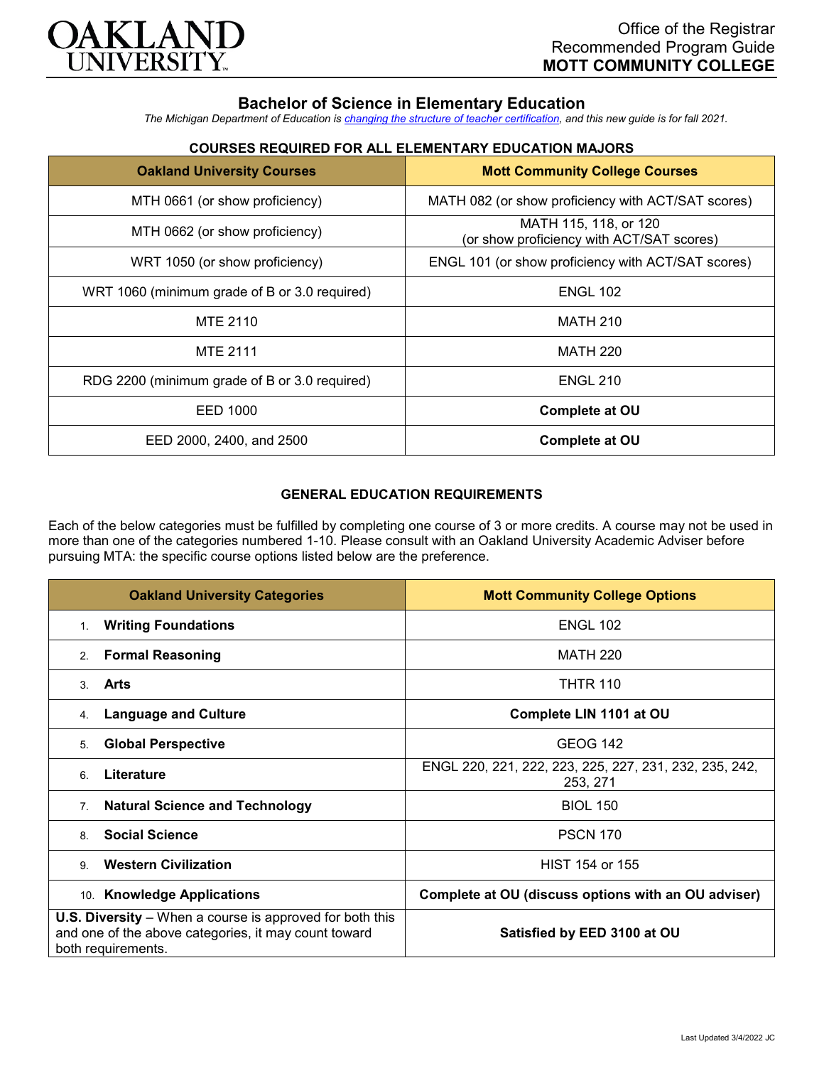Office of the Registrar
Recommended Program Guide
**MOTT COMMUNITY COLLEGE**

# Bachelor of Science in Elementary Education

*The Michigan Department of Education is changing the structure of teacher certification, and this new guide is for fall 2021.*

## COURSES REQUIRED FOR ALL ELEMENTARY EDUCATION MAJORS

| Oakland University Courses | Mott Community College Courses |
|---|---|
| MTH 0661 (or show proficiency) | MATH 082 (or show proficiency with ACT/SAT scores) |
| MTH 0662 (or show proficiency) | MATH 115, 118, or 120 (or show proficiency with ACT/SAT scores) |
| WRT 1050 (or show proficiency) | ENGL 101 (or show proficiency with ACT/SAT scores) |
| WRT 1060 (minimum grade of B or 3.0 required) | ENGL 102 |
| MTE 2110 | MATH 210 |
| MTE 2111 | MATH 220 |
| RDG 2200 (minimum grade of B or 3.0 required) | ENGL 210 |
| EED 1000 | **Complete at OU** |
| EED 2000, 2400, and 2500 | **Complete at OU** |

## GENERAL EDUCATION REQUIREMENTS

Each of the below categories must be fulfilled by completing one course of 3 or more credits. A course may not be used in more than one of the categories numbered 1-10. Please consult with an Oakland University Academic Adviser before pursuing MTA: the specific course options listed below are the preference.

| Oakland University Categories | Mott Community College Options |
|---|---|
| 1. **Writing Foundations** | ENGL 102 |
| 2. **Formal Reasoning** | MATH 220 |
| 3. **Arts** | THTR 110 |
| 4. **Language and Culture** | **Complete LIN 1101 at OU** |
| 5. **Global Perspective** | GEOG 142 |
| 6. **Literature** | ENGL 220, 221, 222, 223, 225, 227, 231, 232, 235, 242, 253, 271 |
| 7. **Natural Science and Technology** | BIOL 150 |
| 8. **Social Science** | PSCN 170 |
| 9. **Western Civilization** | HIST 154 or 155 |
| 10. **Knowledge Applications** | **Complete at OU (discuss options with an OU adviser)** |
| **U.S. Diversity** – When a course is approved for both this and one of the above categories, it may count toward both requirements. | **Satisfied by EED 3100 at OU** |

Last Updated 3/4/2022 JC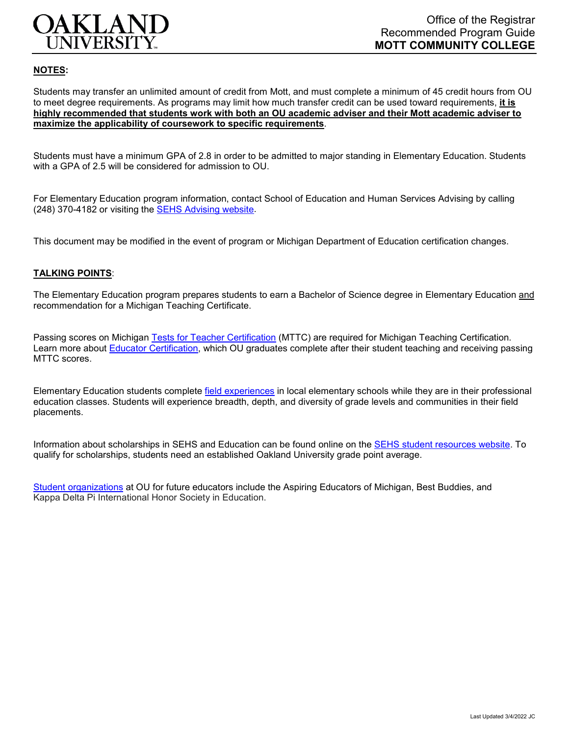**NOTES:**

Students may transfer an unlimited amount of credit from Mott, and must complete a minimum of 45 credit hours from OU to meet degree requirements. As programs may limit how much transfer credit can be used toward requirements, **it is highly recommended that students work with both an OU academic adviser and their Mott academic adviser to maximize the applicability of coursework to specific requirements**.

Students must have a minimum GPA of 2.8 in order to be admitted to major standing in Elementary Education. Students with a GPA of 2.5 will be considered for admission to OU.

For Elementary Education program information, contact School of Education and Human Services Advising by calling (248) 370-4182 or visiting the SEHS Advising website.

This document may be modified in the event of program or Michigan Department of Education certification changes.

**TALKING POINTS**:

The Elementary Education program prepares students to earn a Bachelor of Science degree in Elementary Education and recommendation for a Michigan Teaching Certificate.

Passing scores on Michigan Tests for Teacher Certification (MTTC) are required for Michigan Teaching Certification. Learn more about Educator Certification, which OU graduates complete after their student teaching and receiving passing MTTC scores.

Elementary Education students complete field experiences in local elementary schools while they are in their professional education classes. Students will experience breadth, depth, and diversity of grade levels and communities in their field placements.

Information about scholarships in SEHS and Education can be found online on the SEHS student resources website. To qualify for scholarships, students need an established Oakland University grade point average.

Student organizations at OU for future educators include the Aspiring Educators of Michigan, Best Buddies, and Kappa Delta Pi International Honor Society in Education.